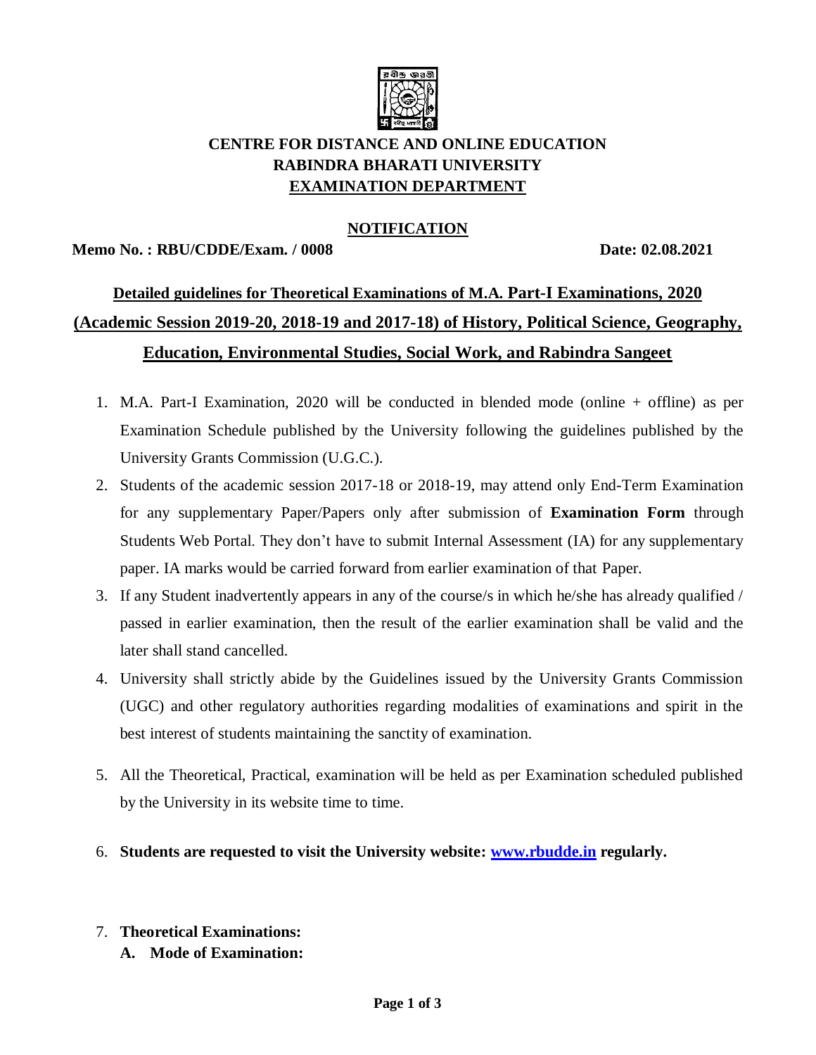**CENTRE FOR DISTANCE AND ONLINE EDUCATION**
**RABINDRA BHARATI UNIVERSITY**
**EXAMINATION DEPARTMENT**

**NOTIFICATION**

**Memo No. : RBU/CDDE/Exam. / 0008** **Date: 02.08.2021**

## Detailed guidelines for Theoretical Examinations of M.A. Part-I Examinations, 2020 (Academic Session 2019-20, 2018-19 and 2017-18) of History, Political Science, Geography, Education, Environmental Studies, Social Work, and Rabindra Sangeet

1. M.A. Part-I Examination, 2020 will be conducted in blended mode (online + offline) as per Examination Schedule published by the University following the guidelines published by the University Grants Commission (U.G.C.).
2. Students of the academic session 2017-18 or 2018-19, may attend only End-Term Examination for any supplementary Paper/Papers only after submission of **Examination Form** through Students Web Portal. They don't have to submit Internal Assessment (IA) for any supplementary paper. IA marks would be carried forward from earlier examination of that Paper.
3. If any Student inadvertently appears in any of the course/s in which he/she has already qualified / passed in earlier examination, then the result of the earlier examination shall be valid and the later shall stand cancelled.
4. University shall strictly abide by the Guidelines issued by the University Grants Commission (UGC) and other regulatory authorities regarding modalities of examinations and spirit in the best interest of students maintaining the sanctity of examination.
5. All the Theoretical, Practical, examination will be held as per Examination scheduled published by the University in its website time to time.
6. **Students are requested to visit the University website: [www.rbudde.in](http://www.rbudde.in) regularly.**
7. **Theoretical Examinations:**
   **A. Mode of Examination:**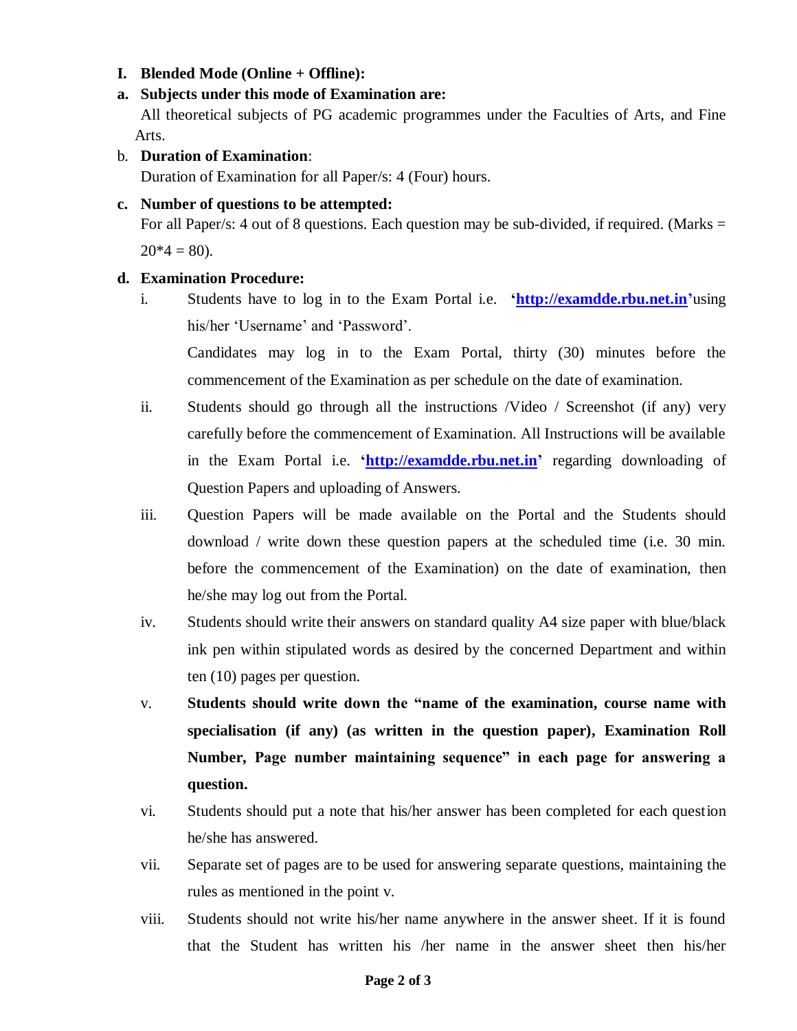**I. Blended Mode (Online + Offline):**

**a. Subjects under this mode of Examination are:**

All theoretical subjects of PG academic programmes under the Faculties of Arts, and Fine Arts.

b. **Duration of Examination**:

Duration of Examination for all Paper/s: 4 (Four) hours.

**c. Number of questions to be attempted:**

For all Paper/s: 4 out of 8 questions. Each question may be sub-divided, if required. (Marks = $20*4 = 80$).

**d. Examination Procedure:**

i. Students have to log in to the Exam Portal i.e. **'[http://examdde.rbu.net.in](http://examdde.rbu.net.in)'**using his/her 'Username' and 'Password'.

   Candidates may log in to the Exam Portal, thirty (30) minutes before the commencement of the Examination as per schedule on the date of examination.

ii. Students should go through all the instructions /Video / Screenshot (if any) very carefully before the commencement of Examination. All Instructions will be available in the Exam Portal i.e. **'[http://examdde.rbu.net.in](http://examdde.rbu.net.in)'** regarding downloading of Question Papers and uploading of Answers.

iii. Question Papers will be made available on the Portal and the Students should download / write down these question papers at the scheduled time (i.e. 30 min. before the commencement of the Examination) on the date of examination, then he/she may log out from the Portal.

iv. Students should write their answers on standard quality A4 size paper with blue/black ink pen within stipulated words as desired by the concerned Department and within ten (10) pages per question.

v. **Students should write down the "name of the examination, course name with specialisation (if any) (as written in the question paper), Examination Roll Number, Page number maintaining sequence" in each page for answering a question.**

vi. Students should put a note that his/her answer has been completed for each question he/she has answered.

vii. Separate set of pages are to be used for answering separate questions, maintaining the rules as mentioned in the point v.

viii. Students should not write his/her name anywhere in the answer sheet. If it is found that the Student has written his /her name in the answer sheet then his/her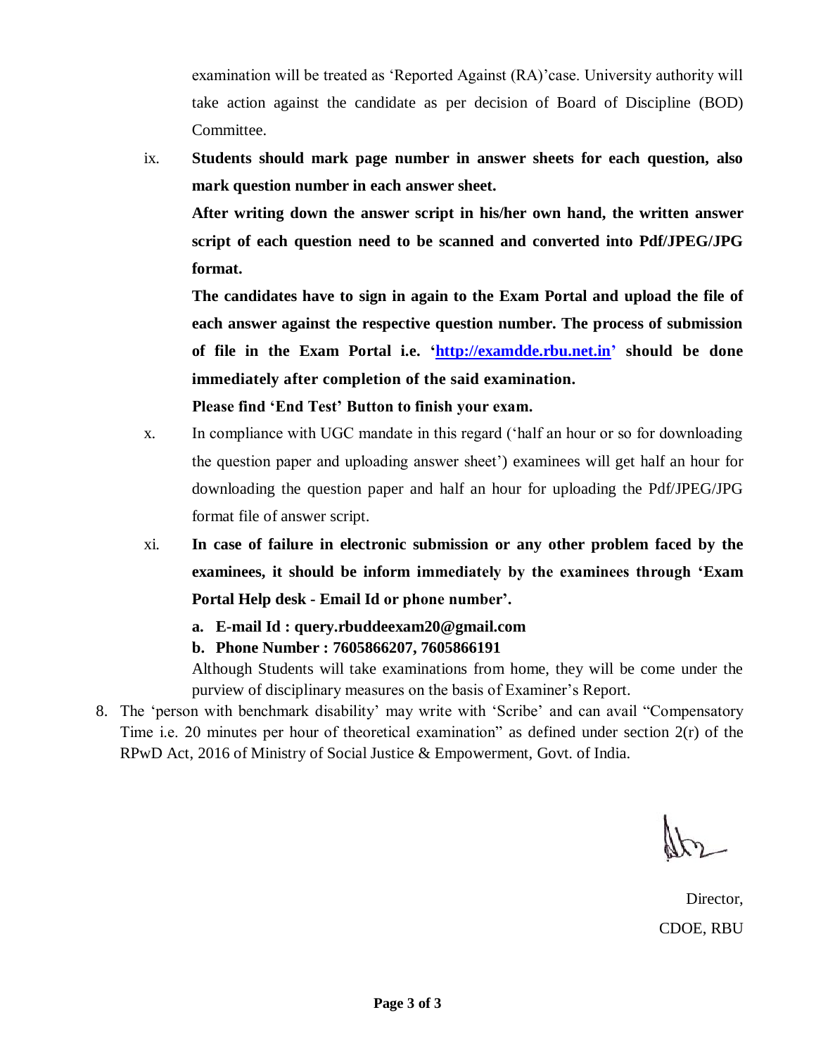examination will be treated as 'Reported Against (RA)'case. University authority will take action against the candidate as per decision of Board of Discipline (BOD) Committee.

ix. **Students should mark page number in answer sheets for each question, also mark question number in each answer sheet.**

 **After writing down the answer script in his/her own hand, the written answer script of each question need to be scanned and converted into Pdf/JPEG/JPG format.**

 **The candidates have to sign in again to the Exam Portal and upload the file of each answer against the respective question number. The process of submission of file in the Exam Portal i.e. '[http://examdde.rbu.net.in](http://examdde.rbu.net.in)' should be done immediately after completion of the said examination.**

 **Please find 'End Test' Button to finish your exam.**

x. In compliance with UGC mandate in this regard ('half an hour or so for downloading the question paper and uploading answer sheet') examinees will get half an hour for downloading the question paper and half an hour for uploading the Pdf/JPEG/JPG format file of answer script.

xi. **In case of failure in electronic submission or any other problem faced by the examinees, it should be inform immediately by the examinees through 'Exam Portal Help desk - Email Id or phone number'.**

 **a. E-mail Id : query.rbuddeexam20@gmail.com**

 **b. Phone Number : 7605866207, 7605866191**

 Although Students will take examinations from home, they will be come under the purview of disciplinary measures on the basis of Examiner's Report.

8. The 'person with benchmark disability' may write with 'Scribe' and can avail "Compensatory Time i.e. 20 minutes per hour of theoretical examination" as defined under section 2(r) of the RPwD Act, 2016 of Ministry of Social Justice & Empowerment, Govt. of India.

Director,

CDOE, RBU